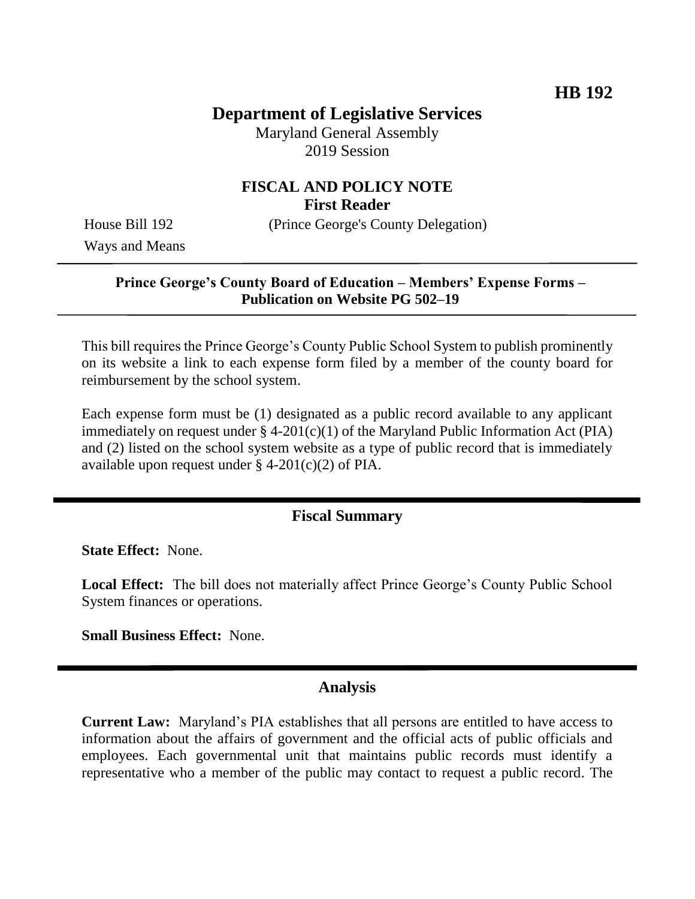**HB 192**

# Department of Legislative Services

Maryland General Assembly
2019 Session

## FISCAL AND POLICY NOTE
**First Reader**

House Bill 192 (Prince George's County Delegation)
Ways and Means

---

**Prince George's County Board of Education – Members' Expense Forms – Publication on Website PG 502–19**

---

This bill requires the Prince George's County Public School System to publish prominently on its website a link to each expense form filed by a member of the county board for reimbursement by the school system.

Each expense form must be (1) designated as a public record available to any applicant immediately on request under § 4-201(c)(1) of the Maryland Public Information Act (PIA) and (2) listed on the school system website as a type of public record that is immediately available upon request under § 4-201(c)(2) of PIA.

## Fiscal Summary

**State Effect:** None.

**Local Effect:** The bill does not materially affect Prince George's County Public School System finances or operations.

**Small Business Effect:** None.

## Analysis

**Current Law:** Maryland's PIA establishes that all persons are entitled to have access to information about the affairs of government and the official acts of public officials and employees. Each governmental unit that maintains public records must identify a representative who a member of the public may contact to request a public record. The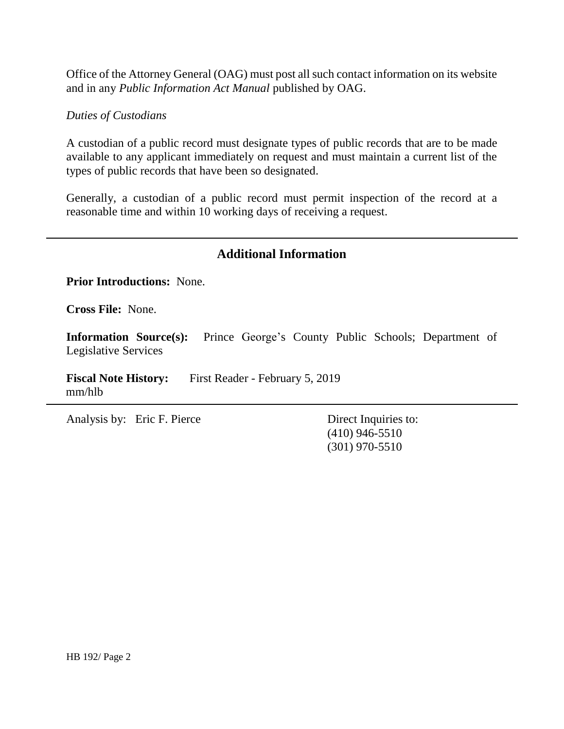Office of the Attorney General (OAG) must post all such contact information on its website and in any *Public Information Act Manual* published by OAG.

*Duties of Custodians*

A custodian of a public record must designate types of public records that are to be made available to any applicant immediately on request and must maintain a current list of the types of public records that have been so designated.

Generally, a custodian of a public record must permit inspection of the record at a reasonable time and within 10 working days of receiving a request.

---

## Additional Information

**Prior Introductions:** None.

**Cross File:** None.

**Information Source(s):** Prince George's County Public Schools; Department of Legislative Services

**Fiscal Note History:** First Reader - February 5, 2019
mm/hlb

---

Analysis by: Eric F. Pierce

Direct Inquiries to:
(410) 946-5510
(301) 970-5510